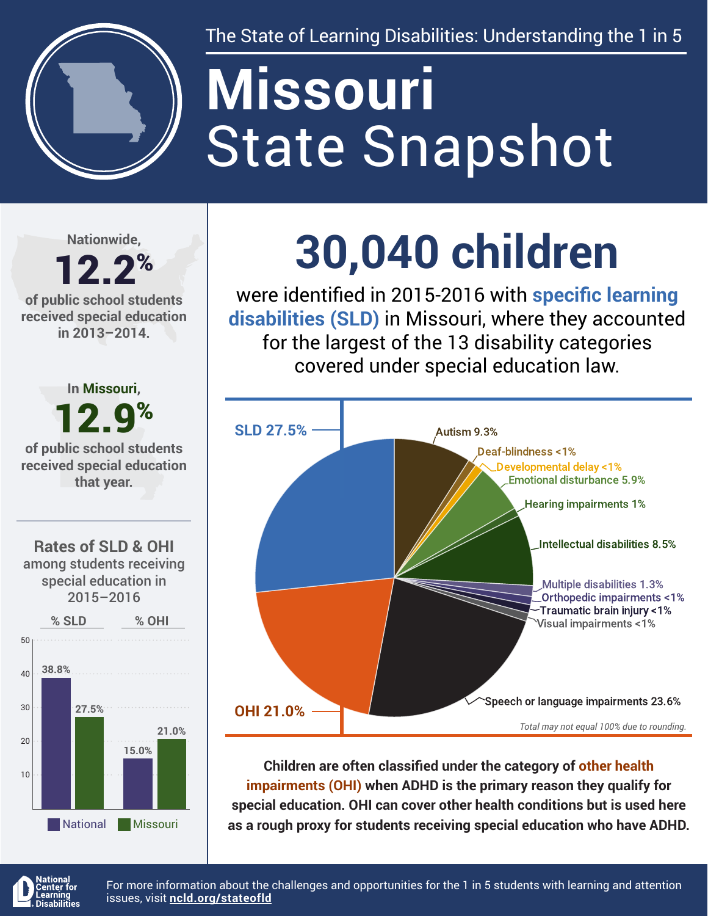The State of Learning Disabilities: Understanding the 1 in 5

# Missouri State Snapshot

Nationwide, **12.2%** of public school students received special education in 2013–2014.

In Missouri, **12.9%** of public school students received special education that year.

### Rates of SLD & OHI among students receiving special education in 2015–2016

| | National | Missouri |
|---|---|---|
| % SLD | 38.8% | 27.5% |
| % OHI | 15.0% | 21.0% |

# 30,040 children

were identified in 2015-2016 with **specific learning disabilities (SLD)** in Missouri, where they accounted for the largest of the 13 disability categories covered under special education law.

| Category | Percent |
|---|---|
| SLD | 27.5% |
| Autism | 9.3% |
| Deaf-blindness | <1% |
| Developmental delay | <1% |
| Emotional disturbance | 5.9% |
| Hearing impairments | 1% |
| Intellectual disabilities | 8.5% |
| Multiple disabilities | 1.3% |
| Orthopedic impairments | <1% |
| Traumatic brain injury | <1% |
| Visual impairments | <1% |
| Speech or language impairments | 23.6% |
| OHI | 21.0% |

*Total may not equal 100% due to rounding.*

**Children are often classified under the category of other health impairments (OHI) when ADHD is the primary reason they qualify for special education. OHI can cover other health conditions but is used here as a rough proxy for students receiving special education who have ADHD.**

National Center for Learning Disabilities

For more information about the challenges and opportunities for the 1 in 5 students with learning and attention issues, visit **ncld.org/stateofld**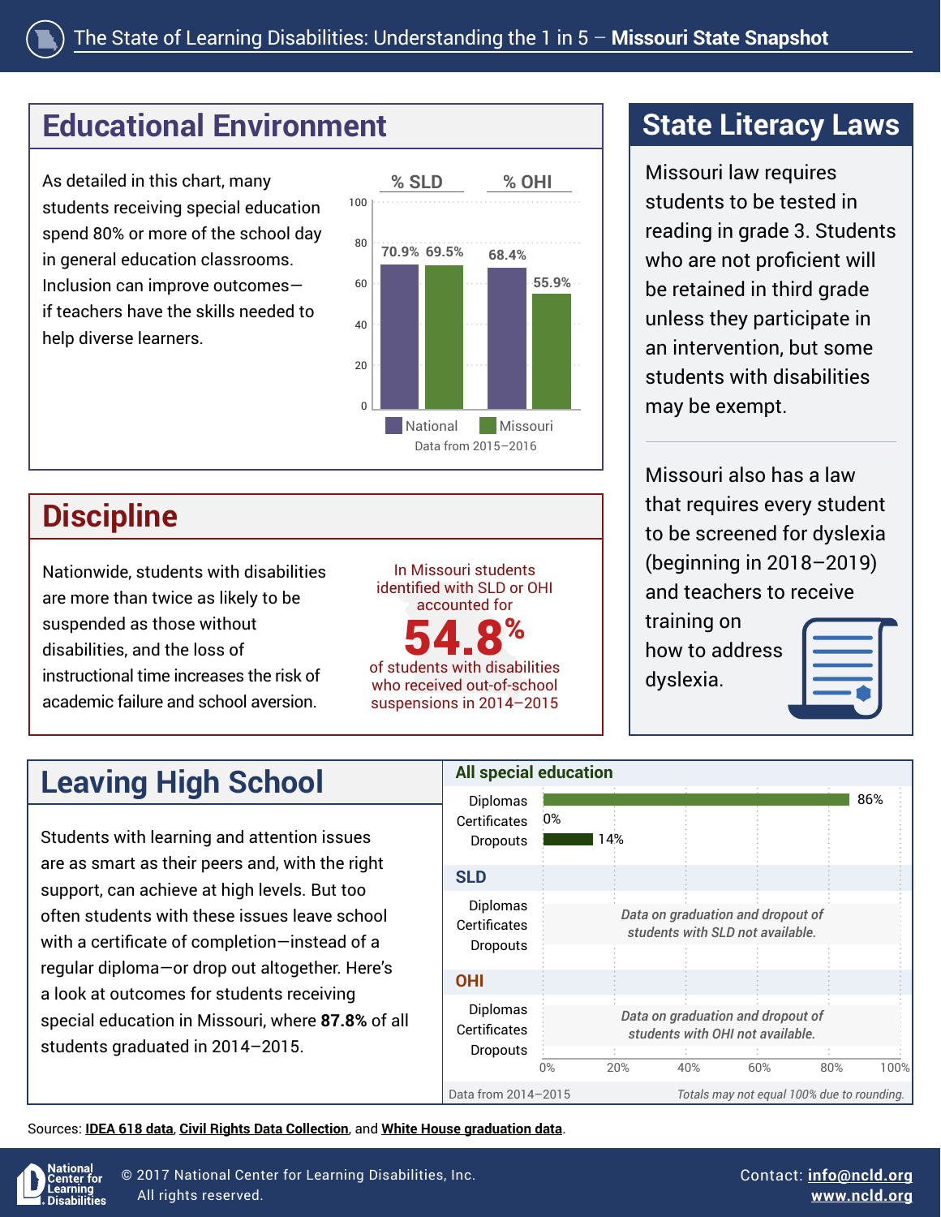# The State of Learning Disabilities: Understanding the 1 in 5 – **Missouri State Snapshot**

## Educational Environment

As detailed in this chart, many students receiving special education spend 80% or more of the school day in general education classrooms. Inclusion can improve outcomes—if teachers have the skills needed to help diverse learners.

% SLD
% OHI
100
80
60
40
20
0
70.9%
69.5%
68.4%
55.9%
National
Missouri
Data from 2015–2016

## State Literacy Laws

Missouri law requires students to be tested in reading in grade 3. Students who are not proficient will be retained in third grade unless they participate in an intervention, but some students with disabilities may be exempt.

Missouri also has a law that requires every student to be screened for dyslexia (beginning in 2018–2019) and teachers to receive training on how to address dyslexia.

## Discipline

Nationwide, students with disabilities are more than twice as likely to be suspended as those without disabilities, and the loss of instructional time increases the risk of academic failure and school aversion.

In Missouri students identified with SLD or OHI accounted for **54.8%** of students with disabilities who received out-of-school suspensions in 2014–2015

## Leaving High School

Students with learning and attention issues are as smart as their peers and, with the right support, can achieve at high levels. But too often students with these issues leave school with a certificate of completion—instead of a regular diploma—or drop out altogether. Here's a look at outcomes for students receiving special education in Missouri, where **87.8%** of all students graduated in 2014–2015.

**All special education**
Diplomas 86%
Certificates 0%
Dropouts 14%

**SLD**
Diplomas
Certificates
Dropouts
*Data on graduation and dropout of students with SLD not available.*

**OHI**
Diplomas
Certificates
Dropouts
*Data on graduation and dropout of students with OHI not available.*

0% 20% 40% 60% 80% 100%

Data from 2014–2015
*Totals may not equal 100% due to rounding.*

Sources: IDEA 618 data, Civil Rights Data Collection, and White House graduation data.

National Center for Learning Disabilities
© 2017 National Center for Learning Disabilities, Inc. All rights reserved.
Contact: info@ncld.org
www.ncld.org